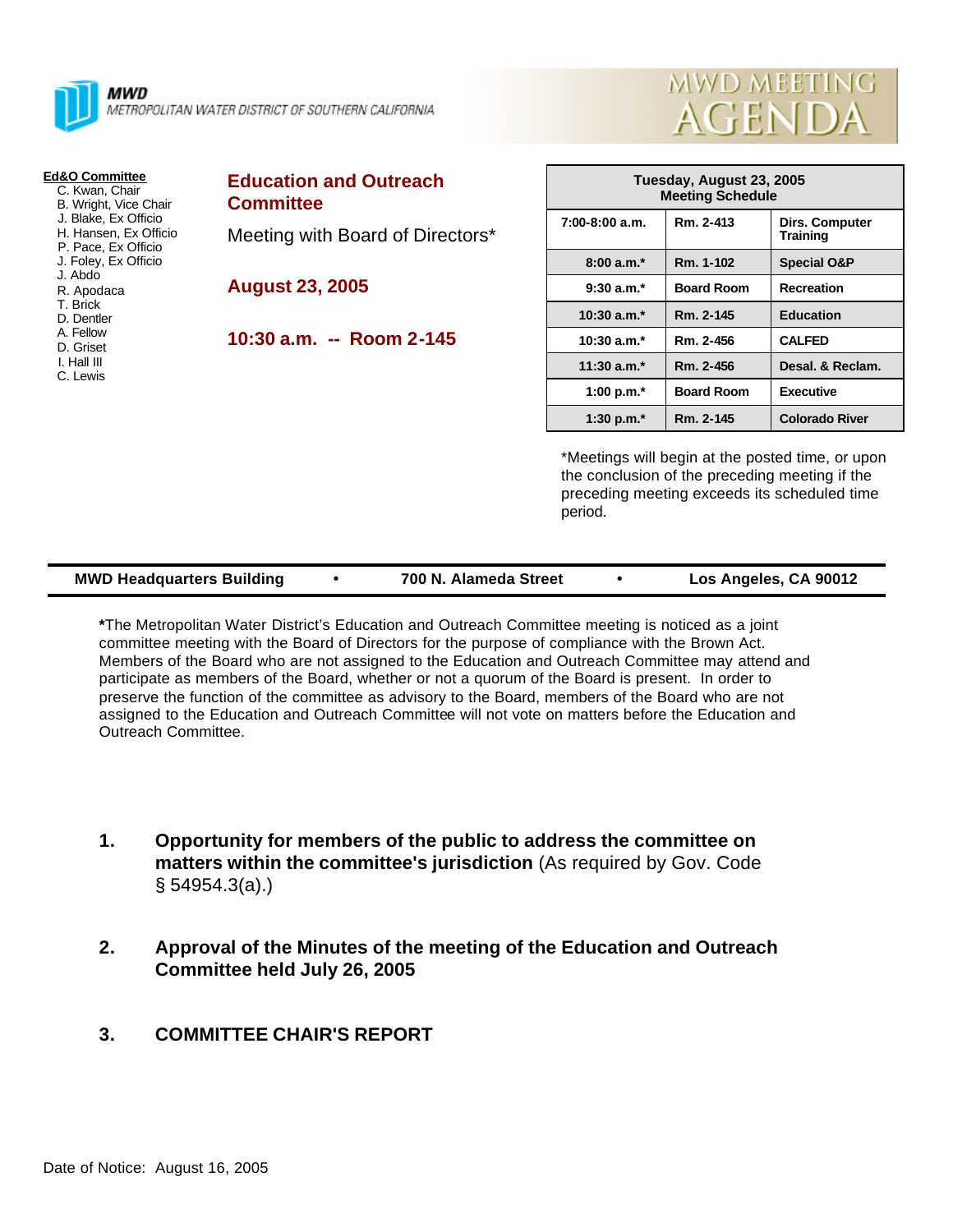**MWD**
METROPOLITAN WATER DISTRICT OF SOUTHERN CALIFORNIA

# MWD MEETING AGENDA

**Ed&O Committee**
- C. Kwan, Chair
- B. Wright, Vice Chair
- J. Blake, Ex Officio
- H. Hansen, Ex Officio
- P. Pace, Ex Officio
- J. Foley, Ex Officio
- J. Abdo
- R. Apodaca
- T. Brick
- D. Dentler
- A. Fellow
- D. Griset
- I. Hall III
- C. Lewis

## Education and Outreach Committee

Meeting with Board of Directors*

**August 23, 2005**

**10:30 a.m. -- Room 2-145**

| Tuesday, August 23, 2005 Meeting Schedule | | |
|---|---|---|
| 7:00-8:00 a.m. | Rm. 2-413 | Dirs. Computer Training |
| 8:00 a.m.* | Rm. 1-102 | Special O&P |
| 9:30 a.m.* | Board Room | Recreation |
| 10:30 a.m.* | Rm. 2-145 | Education |
| 10:30 a.m.* | Rm. 2-456 | CALFED |
| 11:30 a.m.* | Rm. 2-456 | Desal. & Reclam. |
| 1:00 p.m.* | Board Room | Executive |
| 1:30 p.m.* | Rm. 2-145 | Colorado River |

*Meetings will begin at the posted time, or upon the conclusion of the preceding meeting if the preceding meeting exceeds its scheduled time period.

**MWD Headquarters Building • 700 N. Alameda Street • Los Angeles, CA 90012**

***The Metropolitan Water District's Education and Outreach Committee meeting is noticed as a joint committee meeting with the Board of Directors for the purpose of compliance with the Brown Act. Members of the Board who are not assigned to the Education and Outreach Committee may attend and participate as members of the Board, whether or not a quorum of the Board is present. In order to preserve the function of the committee as advisory to the Board, members of the Board who are not assigned to the Education and Outreach Committee will not vote on matters before the Education and Outreach Committee.

1. **Opportunity for members of the public to address the committee on matters within the committee's jurisdiction** (As required by Gov. Code § 54954.3(a).)

2. **Approval of the Minutes of the meeting of the Education and Outreach Committee held July 26, 2005**

3. **COMMITTEE CHAIR'S REPORT**

Date of Notice: August 16, 2005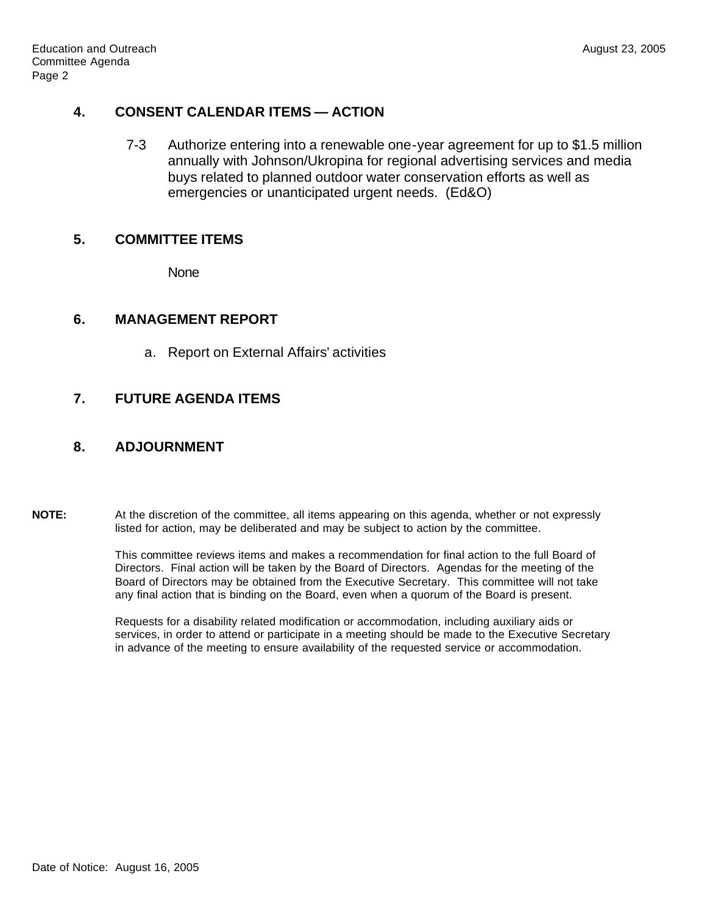## 4. CONSENT CALENDAR ITEMS — ACTION

7-3 Authorize entering into a renewable one-year agreement for up to $1.5 million annually with Johnson/Ukropina for regional advertising services and media buys related to planned outdoor water conservation efforts as well as emergencies or unanticipated urgent needs. (Ed&O)

## 5. COMMITTEE ITEMS

None

## 6. MANAGEMENT REPORT

a. Report on External Affairs' activities

## 7. FUTURE AGENDA ITEMS

## 8. ADJOURNMENT

**NOTE:** At the discretion of the committee, all items appearing on this agenda, whether or not expressly listed for action, may be deliberated and may be subject to action by the committee.

This committee reviews items and makes a recommendation for final action to the full Board of Directors. Final action will be taken by the Board of Directors. Agendas for the meeting of the Board of Directors may be obtained from the Executive Secretary. This committee will not take any final action that is binding on the Board, even when a quorum of the Board is present.

Requests for a disability related modification or accommodation, including auxiliary aids or services, in order to attend or participate in a meeting should be made to the Executive Secretary in advance of the meeting to ensure availability of the requested service or accommodation.

Date of Notice: August 16, 2005